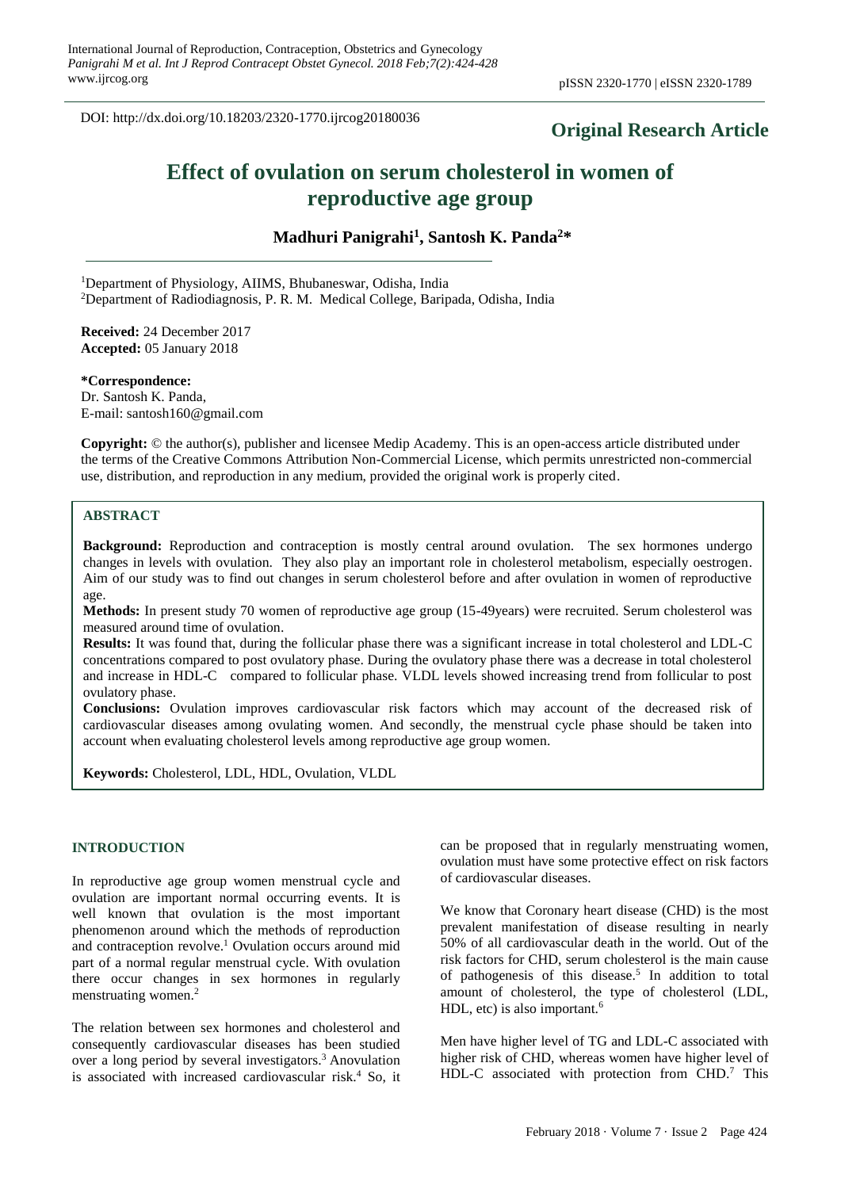DOI: http://dx.doi.org/10.18203/2320-1770.ijrcog20180036

**Original Research Article**

# Effect of ovulation on serum cholesterol in women of reproductive age group

**Madhuri Panigrahi[1], Santosh K. Panda[2]***

[1]Department of Physiology, AIIMS, Bhubaneswar, Odisha, India
[2]Department of Radiodiagnosis, P. R. M. Medical College, Baripada, Odisha, India

**Received:** 24 December 2017
**Accepted:** 05 January 2018

**\*Correspondence:**
Dr. Santosh K. Panda,
E-mail: santosh160@gmail.com

**Copyright:** © the author(s), publisher and licensee Medip Academy. This is an open-access article distributed under the terms of the Creative Commons Attribution Non-Commercial License, which permits unrestricted non-commercial use, distribution, and reproduction in any medium, provided the original work is properly cited.

## ABSTRACT

**Background:** Reproduction and contraception is mostly central around ovulation. The sex hormones undergo changes in levels with ovulation. They also play an important role in cholesterol metabolism, especially oestrogen. Aim of our study was to find out changes in serum cholesterol before and after ovulation in women of reproductive age.

**Methods:** In present study 70 women of reproductive age group (15-49years) were recruited. Serum cholesterol was measured around time of ovulation.

**Results:** It was found that, during the follicular phase there was a significant increase in total cholesterol and LDL-C concentrations compared to post ovulatory phase. During the ovulatory phase there was a decrease in total cholesterol and increase in HDL-C compared to follicular phase. VLDL levels showed increasing trend from follicular to post ovulatory phase.

**Conclusions:** Ovulation improves cardiovascular risk factors which may account of the decreased risk of cardiovascular diseases among ovulating women. And secondly, the menstrual cycle phase should be taken into account when evaluating cholesterol levels among reproductive age group women.

**Keywords:** Cholesterol, LDL, HDL, Ovulation, VLDL

## INTRODUCTION

In reproductive age group women menstrual cycle and ovulation are important normal occurring events. It is well known that ovulation is the most important phenomenon around which the methods of reproduction and contraception revolve.[1] Ovulation occurs around mid part of a normal regular menstrual cycle. With ovulation there occur changes in sex hormones in regularly menstruating women.[2]

The relation between sex hormones and cholesterol and consequently cardiovascular diseases has been studied over a long period by several investigators.[3] Anovulation is associated with increased cardiovascular risk.[4] So, it can be proposed that in regularly menstruating women, ovulation must have some protective effect on risk factors of cardiovascular diseases.

We know that Coronary heart disease (CHD) is the most prevalent manifestation of disease resulting in nearly 50% of all cardiovascular death in the world. Out of the risk factors for CHD, serum cholesterol is the main cause of pathogenesis of this disease.[5] In addition to total amount of cholesterol, the type of cholesterol (LDL, HDL, etc) is also important.[6]

Men have higher level of TG and LDL-C associated with higher risk of CHD, whereas women have higher level of HDL-C associated with protection from CHD.[7] This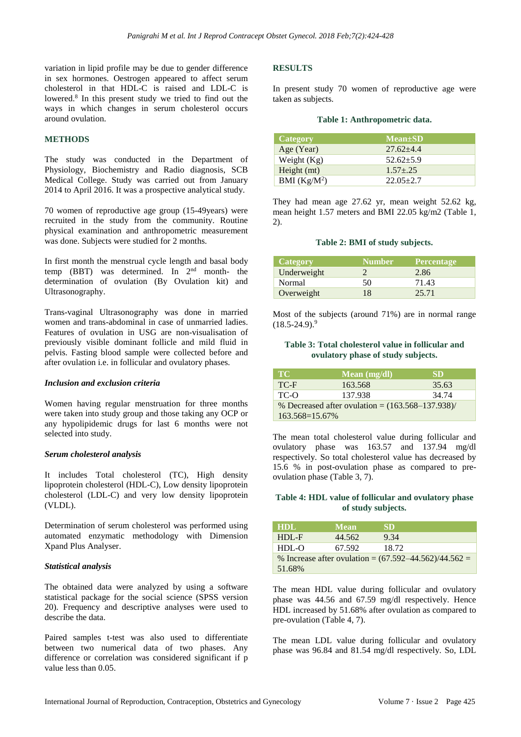variation in lipid profile may be due to gender difference in sex hormones. Oestrogen appeared to affect serum cholesterol in that HDL-C is raised and LDL-C is lowered.[8] In this present study we tried to find out the ways in which changes in serum cholesterol occurs around ovulation.

## METHODS

The study was conducted in the Department of Physiology, Biochemistry and Radio diagnosis, SCB Medical College. Study was carried out from January 2014 to April 2016. It was a prospective analytical study.

70 women of reproductive age group (15-49years) were recruited in the study from the community. Routine physical examination and anthropometric measurement was done. Subjects were studied for 2 months.

In first month the menstrual cycle length and basal body temp (BBT) was determined. In 2nd month- the determination of ovulation (By Ovulation kit) and Ultrasonography.

Trans-vaginal Ultrasonography was done in married women and trans-abdominal in case of unmarried ladies. Features of ovulation in USG are non-visualisation of previously visible dominant follicle and mild fluid in pelvis. Fasting blood sample were collected before and after ovulation i.e. in follicular and ovulatory phases.

### *Inclusion and exclusion criteria*

Women having regular menstruation for three months were taken into study group and those taking any OCP or any hypolipidemic drugs for last 6 months were not selected into study.

### *Serum cholesterol analysis*

It includes Total cholesterol (TC), High density lipoprotein cholesterol (HDL-C), Low density lipoprotein cholesterol (LDL-C) and very low density lipoprotein (VLDL).

Determination of serum cholesterol was performed using automated enzymatic methodology with Dimension Xpand Plus Analyser.

### *Statistical analysis*

The obtained data were analyzed by using a software statistical package for the social science (SPSS version 20). Frequency and descriptive analyses were used to describe the data.

Paired samples t-test was also used to differentiate between two numerical data of two phases. Any difference or correlation was considered significant if p value less than 0.05.

## RESULTS

In present study 70 women of reproductive age were taken as subjects.

**Table 1: Anthropometric data.**

| Category | Mean±SD |
|---|---|
| Age (Year) | 27.62±4.4 |
| Weight (Kg) | 52.62±5.9 |
| Height (mt) | 1.57±.25 |
| BMI (Kg/M$^2$) | 22.05±2.7 |

They had mean age 27.62 yr, mean weight 52.62 kg, mean height 1.57 meters and BMI 22.05 kg/m2 (Table 1, 2).

**Table 2: BMI of study subjects.**

| Category | Number | Percentage |
|---|---|---|
| Underweight | 2 | 2.86 |
| Normal | 50 | 71.43 |
| Overweight | 18 | 25.71 |

Most of the subjects (around 71%) are in normal range (18.5-24.9).[9]

**Table 3: Total cholesterol value in follicular and ovulatory phase of study subjects.**

| TC | Mean (mg/dl) | SD |
|---|---|---|
| TC-F | 163.568 | 35.63 |
| TC-O | 137.938 | 34.74 |
| % Decreased after ovulation = (163.568–137.938)/ 163.568=15.67% | | |

The mean total cholesterol value during follicular and ovulatory phase was 163.57 and 137.94 mg/dl respectively. So total cholesterol value has decreased by 15.6 % in post-ovulation phase as compared to pre-ovulation phase (Table 3, 7).

**Table 4: HDL value of follicular and ovulatory phase of study subjects.**

| HDL | Mean | SD |
|---|---|---|
| HDL-F | 44.562 | 9.34 |
| HDL-O | 67.592 | 18.72 |
| % Increase after ovulation = (67.592–44.562)/44.562 = 51.68% | | |

The mean HDL value during follicular and ovulatory phase was 44.56 and 67.59 mg/dl respectively. Hence HDL increased by 51.68% after ovulation as compared to pre-ovulation (Table 4, 7).

The mean LDL value during follicular and ovulatory phase was 96.84 and 81.54 mg/dl respectively. So, LDL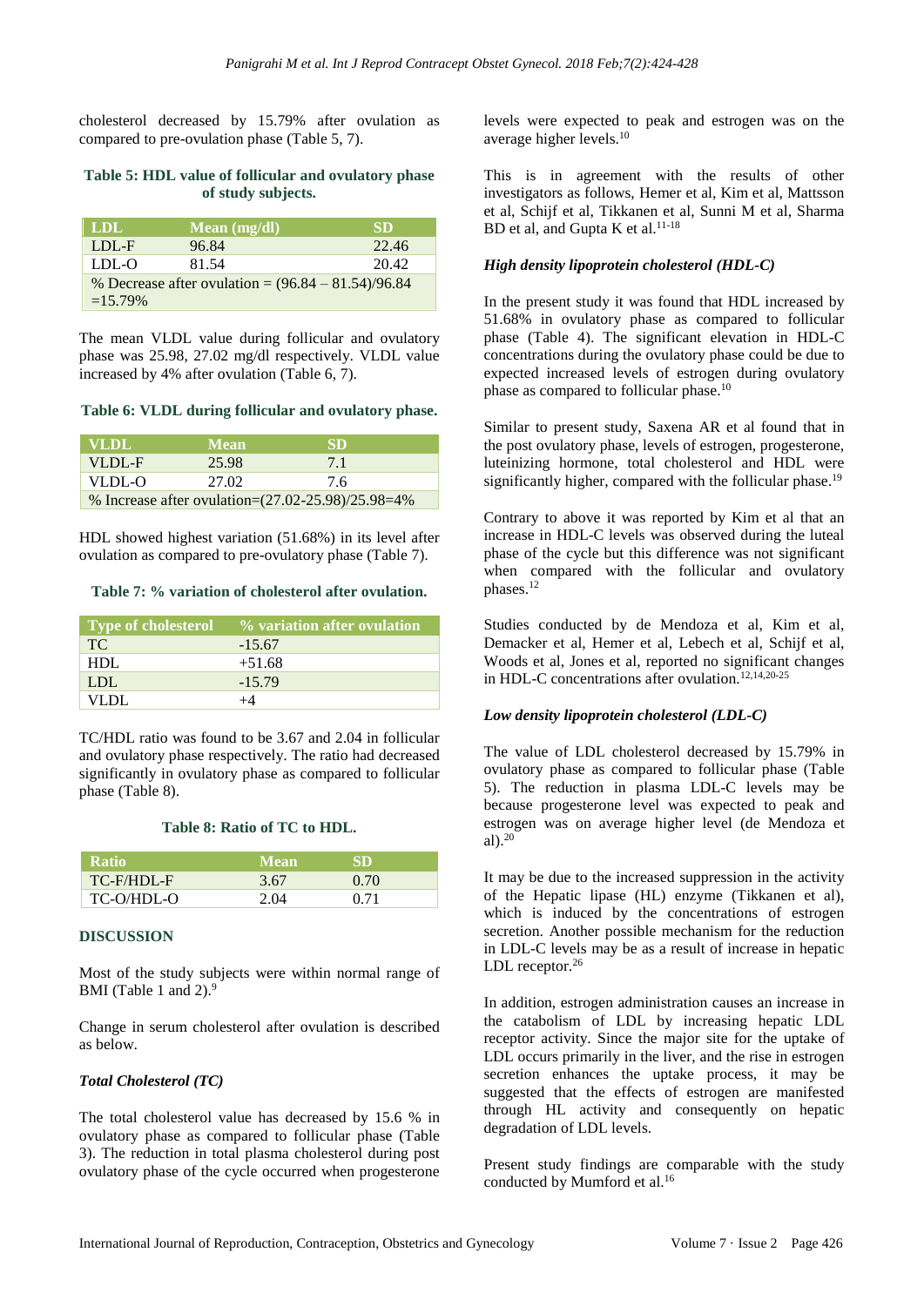cholesterol decreased by 15.79% after ovulation as compared to pre-ovulation phase (Table 5, 7).

**Table 5: HDL value of follicular and ovulatory phase of study subjects.**

| LDL | Mean (mg/dl) | SD |
|---|---|---|
| LDL-F | 96.84 | 22.46 |
| LDL-O | 81.54 | 20.42 |
| % Decrease after ovulation = (96.84 – 81.54)/96.84 =15.79% | | |

The mean VLDL value during follicular and ovulatory phase was 25.98, 27.02 mg/dl respectively. VLDL value increased by 4% after ovulation (Table 6, 7).

**Table 6: VLDL during follicular and ovulatory phase.**

| VLDL | Mean | SD |
|---|---|---|
| VLDL-F | 25.98 | 7.1 |
| VLDL-O | 27.02 | 7.6 |
| % Increase after ovulation=(27.02-25.98)/25.98=4% | | |

HDL showed highest variation (51.68%) in its level after ovulation as compared to pre-ovulatory phase (Table 7).

**Table 7: % variation of cholesterol after ovulation.**

| Type of cholesterol | % variation after ovulation |
|---|---|
| TC | -15.67 |
| HDL | +51.68 |
| LDL | -15.79 |
| VLDL | +4 |

TC/HDL ratio was found to be 3.67 and 2.04 in follicular and ovulatory phase respectively. The ratio had decreased significantly in ovulatory phase as compared to follicular phase (Table 8).

**Table 8: Ratio of TC to HDL.**

| Ratio | Mean | SD |
|---|---|---|
| TC-F/HDL-F | 3.67 | 0.70 |
| TC-O/HDL-O | 2.04 | 0.71 |

## DISCUSSION

Most of the study subjects were within normal range of BMI (Table 1 and 2).[9]

Change in serum cholesterol after ovulation is described as below.

### *Total Cholesterol (TC)*

The total cholesterol value has decreased by 15.6 % in ovulatory phase as compared to follicular phase (Table 3). The reduction in total plasma cholesterol during post ovulatory phase of the cycle occurred when progesterone levels were expected to peak and estrogen was on the average higher levels.[10]

This is in agreement with the results of other investigators as follows, Hemer et al, Kim et al, Mattsson et al, Schijf et al, Tikkanen et al, Sunni M et al, Sharma BD et al, and Gupta K et al.[11-18]

### *High density lipoprotein cholesterol (HDL-C)*

In the present study it was found that HDL increased by 51.68% in ovulatory phase as compared to follicular phase (Table 4). The significant elevation in HDL-C concentrations during the ovulatory phase could be due to expected increased levels of estrogen during ovulatory phase as compared to follicular phase.[10]

Similar to present study, Saxena AR et al found that in the post ovulatory phase, levels of estrogen, progesterone, luteinizing hormone, total cholesterol and HDL were significantly higher, compared with the follicular phase.[19]

Contrary to above it was reported by Kim et al that an increase in HDL-C levels was observed during the luteal phase of the cycle but this difference was not significant when compared with the follicular and ovulatory phases.[12]

Studies conducted by de Mendoza et al, Kim et al, Demacker et al, Hemer et al, Lebech et al, Schijf et al, Woods et al, Jones et al, reported no significant changes in HDL-C concentrations after ovulation.[12,14,20-25]

### *Low density lipoprotein cholesterol (LDL-C)*

The value of LDL cholesterol decreased by 15.79% in ovulatory phase as compared to follicular phase (Table 5). The reduction in plasma LDL-C levels may be because progesterone level was expected to peak and estrogen was on average higher level (de Mendoza et al).[20]

It may be due to the increased suppression in the activity of the Hepatic lipase (HL) enzyme (Tikkanen et al), which is induced by the concentrations of estrogen secretion. Another possible mechanism for the reduction in LDL-C levels may be as a result of increase in hepatic LDL receptor.[26]

In addition, estrogen administration causes an increase in the catabolism of LDL by increasing hepatic LDL receptor activity. Since the major site for the uptake of LDL occurs primarily in the liver, and the rise in estrogen secretion enhances the uptake process, it may be suggested that the effects of estrogen are manifested through HL activity and consequently on hepatic degradation of LDL levels.

Present study findings are comparable with the study conducted by Mumford et al.[16]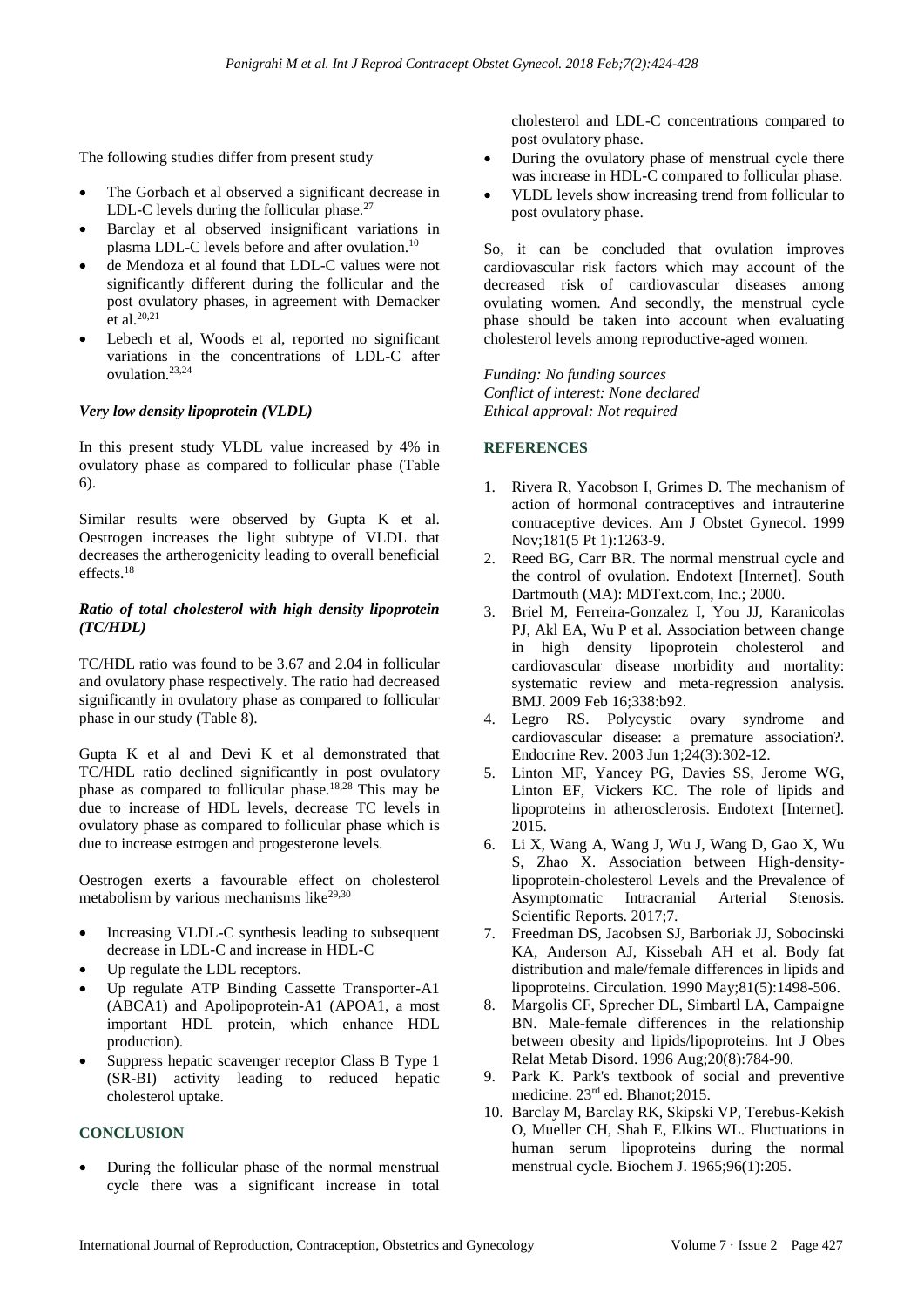The following studies differ from present study

- The Gorbach et al observed a significant decrease in LDL-C levels during the follicular phase.[27]
- Barclay et al observed insignificant variations in plasma LDL-C levels before and after ovulation.[10]
- de Mendoza et al found that LDL-C values were not significantly different during the follicular and the post ovulatory phases, in agreement with Demacker et al.[20,21]
- Lebech et al, Woods et al, reported no significant variations in the concentrations of LDL-C after ovulation.[23,24]

### *Very low density lipoprotein (VLDL)*

In this present study VLDL value increased by 4% in ovulatory phase as compared to follicular phase (Table 6).

Similar results were observed by Gupta K et al. Oestrogen increases the light subtype of VLDL that decreases the artherogenicity leading to overall beneficial effects.[18]

### *Ratio of total cholesterol with high density lipoprotein (TC/HDL)*

TC/HDL ratio was found to be 3.67 and 2.04 in follicular and ovulatory phase respectively. The ratio had decreased significantly in ovulatory phase as compared to follicular phase in our study (Table 8).

Gupta K et al and Devi K et al demonstrated that TC/HDL ratio declined significantly in post ovulatory phase as compared to follicular phase.[18,28] This may be due to increase of HDL levels, decrease TC levels in ovulatory phase as compared to follicular phase which is due to increase estrogen and progesterone levels.

Oestrogen exerts a favourable effect on cholesterol metabolism by various mechanisms like[29,30]

- Increasing VLDL-C synthesis leading to subsequent decrease in LDL-C and increase in HDL-C
- Up regulate the LDL receptors.
- Up regulate ATP Binding Cassette Transporter-A1 (ABCA1) and Apolipoprotein-A1 (APOA1, a most important HDL protein, which enhance HDL production).
- Suppress hepatic scavenger receptor Class B Type 1 (SR-BI) activity leading to reduced hepatic cholesterol uptake.

## CONCLUSION

- During the follicular phase of the normal menstrual cycle there was a significant increase in total cholesterol and LDL-C concentrations compared to post ovulatory phase.
- During the ovulatory phase of menstrual cycle there was increase in HDL-C compared to follicular phase.
- VLDL levels show increasing trend from follicular to post ovulatory phase.

So, it can be concluded that ovulation improves cardiovascular risk factors which may account of the decreased risk of cardiovascular diseases among ovulating women. And secondly, the menstrual cycle phase should be taken into account when evaluating cholesterol levels among reproductive-aged women.

*Funding: No funding sources*
*Conflict of interest: None declared*
*Ethical approval: Not required*

## REFERENCES

1. Rivera R, Yacobson I, Grimes D. The mechanism of action of hormonal contraceptives and intrauterine contraceptive devices. Am J Obstet Gynecol. 1999 Nov;181(5 Pt 1):1263-9.
2. Reed BG, Carr BR. The normal menstrual cycle and the control of ovulation. Endotext [Internet]. South Dartmouth (MA): MDText.com, Inc.; 2000.
3. Briel M, Ferreira-Gonzalez I, You JJ, Karanicolas PJ, Akl EA, Wu P et al. Association between change in high density lipoprotein cholesterol and cardiovascular disease morbidity and mortality: systematic review and meta-regression analysis. BMJ. 2009 Feb 16;338:b92.
4. Legro RS. Polycystic ovary syndrome and cardiovascular disease: a premature association?. Endocrine Rev. 2003 Jun 1;24(3):302-12.
5. Linton MF, Yancey PG, Davies SS, Jerome WG, Linton EF, Vickers KC. The role of lipids and lipoproteins in atherosclerosis. Endotext [Internet]. 2015.
6. Li X, Wang A, Wang J, Wu J, Wang D, Gao X, Wu S, Zhao X. Association between High-density-lipoprotein-cholesterol Levels and the Prevalence of Asymptomatic Intracranial Arterial Stenosis. Scientific Reports. 2017;7.
7. Freedman DS, Jacobsen SJ, Barboriak JJ, Sobocinski KA, Anderson AJ, Kissebah AH et al. Body fat distribution and male/female differences in lipids and lipoproteins. Circulation. 1990 May;81(5):1498-506.
8. Margolis CF, Sprecher DL, Simbartl LA, Campaigne BN. Male-female differences in the relationship between obesity and lipids/lipoproteins. Int J Obes Relat Metab Disord. 1996 Aug;20(8):784-90.
9. Park K. Park's textbook of social and preventive medicine. 23rd ed. Bhanot;2015.
10. Barclay M, Barclay RK, Skipski VP, Terebus-Kekish O, Mueller CH, Shah E, Elkins WL. Fluctuations in human serum lipoproteins during the normal menstrual cycle. Biochem J. 1965;96(1):205.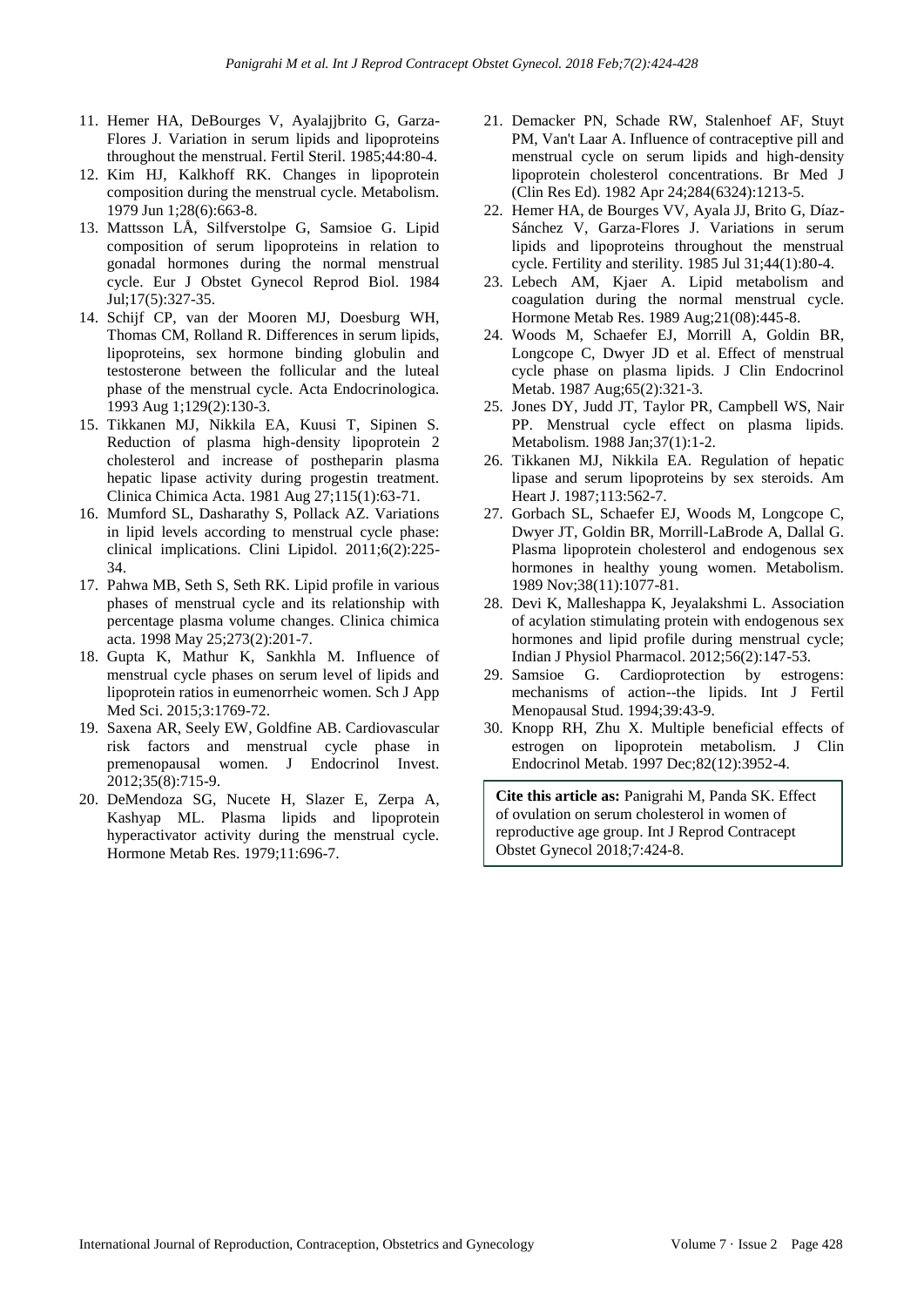11. Hemer HA, DeBourges V, Ayalajjbrito G, Garza-Flores J. Variation in serum lipids and lipoproteins throughout the menstrual. Fertil Steril. 1985;44:80-4.
12. Kim HJ, Kalkhoff RK. Changes in lipoprotein composition during the menstrual cycle. Metabolism. 1979 Jun 1;28(6):663-8.
13. Mattsson LÅ, Silfverstolpe G, Samsioe G. Lipid composition of serum lipoproteins in relation to gonadal hormones during the normal menstrual cycle. Eur J Obstet Gynecol Reprod Biol. 1984 Jul;17(5):327-35.
14. Schijf CP, van der Mooren MJ, Doesburg WH, Thomas CM, Rolland R. Differences in serum lipids, lipoproteins, sex hormone binding globulin and testosterone between the follicular and the luteal phase of the menstrual cycle. Acta Endocrinologica. 1993 Aug 1;129(2):130-3.
15. Tikkanen MJ, Nikkila EA, Kuusi T, Sipinen S. Reduction of plasma high-density lipoprotein 2 cholesterol and increase of postheparin plasma hepatic lipase activity during progestin treatment. Clinica Chimica Acta. 1981 Aug 27;115(1):63-71.
16. Mumford SL, Dasharathy S, Pollack AZ. Variations in lipid levels according to menstrual cycle phase: clinical implications. Clini Lipidol. 2011;6(2):225-34.
17. Pahwa MB, Seth S, Seth RK. Lipid profile in various phases of menstrual cycle and its relationship with percentage plasma volume changes. Clinica chimica acta. 1998 May 25;273(2):201-7.
18. Gupta K, Mathur K, Sankhla M. Influence of menstrual cycle phases on serum level of lipids and lipoprotein ratios in eumenorrheic women. Sch J App Med Sci. 2015;3:1769-72.
19. Saxena AR, Seely EW, Goldfine AB. Cardiovascular risk factors and menstrual cycle phase in premenopausal women. J Endocrinol Invest. 2012;35(8):715-9.
20. DeMendoza SG, Nucete H, Slazer E, Zerpa A, Kashyap ML. Plasma lipids and lipoprotein hyperactivator activity during the menstrual cycle. Hormone Metab Res. 1979;11:696-7.
21. Demacker PN, Schade RW, Stalenhoef AF, Stuyt PM, Van't Laar A. Influence of contraceptive pill and menstrual cycle on serum lipids and high-density lipoprotein cholesterol concentrations. Br Med J (Clin Res Ed). 1982 Apr 24;284(6324):1213-5.
22. Hemer HA, de Bourges VV, Ayala JJ, Brito G, Díaz-Sánchez V, Garza-Flores J. Variations in serum lipids and lipoproteins throughout the menstrual cycle. Fertility and sterility. 1985 Jul 31;44(1):80-4.
23. Lebech AM, Kjaer A. Lipid metabolism and coagulation during the normal menstrual cycle. Hormone Metab Res. 1989 Aug;21(08):445-8.
24. Woods M, Schaefer EJ, Morrill A, Goldin BR, Longcope C, Dwyer JD et al. Effect of menstrual cycle phase on plasma lipids. J Clin Endocrinol Metab. 1987 Aug;65(2):321-3.
25. Jones DY, Judd JT, Taylor PR, Campbell WS, Nair PP. Menstrual cycle effect on plasma lipids. Metabolism. 1988 Jan;37(1):1-2.
26. Tikkanen MJ, Nikkila EA. Regulation of hepatic lipase and serum lipoproteins by sex steroids. Am Heart J. 1987;113:562-7.
27. Gorbach SL, Schaefer EJ, Woods M, Longcope C, Dwyer JT, Goldin BR, Morrill-LaBrode A, Dallal G. Plasma lipoprotein cholesterol and endogenous sex hormones in healthy young women. Metabolism. 1989 Nov;38(11):1077-81.
28. Devi K, Malleshappa K, Jeyalakshmi L. Association of acylation stimulating protein with endogenous sex hormones and lipid profile during menstrual cycle; Indian J Physiol Pharmacol. 2012;56(2):147-53.
29. Samsioe G. Cardioprotection by estrogens: mechanisms of action--the lipids. Int J Fertil Menopausal Stud. 1994;39:43-9.
30. Knopp RH, Zhu X. Multiple beneficial effects of estrogen on lipoprotein metabolism. J Clin Endocrinol Metab. 1997 Dec;82(12):3952-4.

**Cite this article as:** Panigrahi M, Panda SK. Effect of ovulation on serum cholesterol in women of reproductive age group. Int J Reprod Contracept Obstet Gynecol 2018;7:424-8.